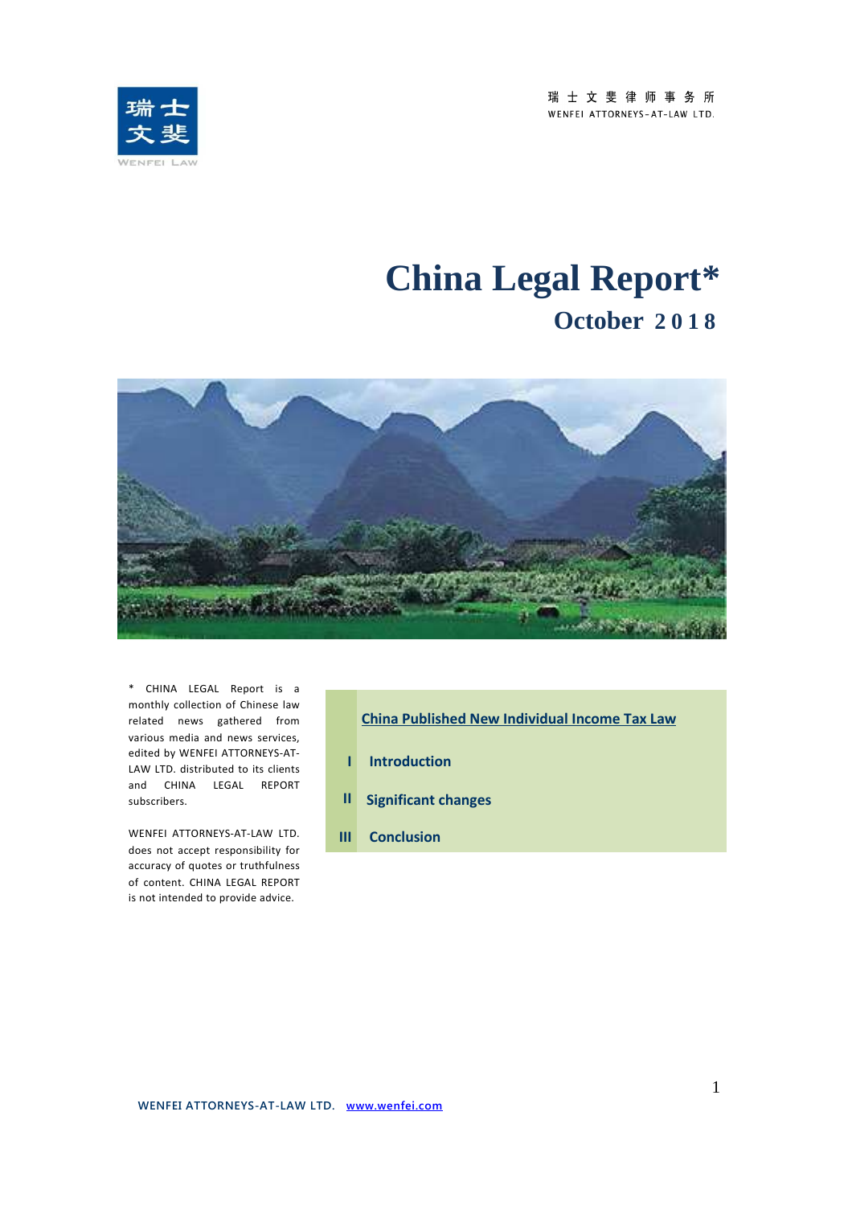瑞 士 文 斐 律 师 事 务 所
WENFEI ATTORNEYS-AT-LAW LTD.

# China Legal Report*

## October 2018

* CHINA LEGAL Report is a monthly collection of Chinese law related news gathered from various media and news services, edited by WENFEI ATTORNEYS-AT-LAW LTD. distributed to its clients and CHINA LEGAL REPORT subscribers.

WENFEI ATTORNEYS-AT-LAW LTD. does not accept responsibility for accuracy of quotes or truthfulness of content. CHINA LEGAL REPORT is not intended to provide advice.

**China Published New Individual Income Tax Law**

**I Introduction**

**II Significant changes**

**III Conclusion**

WENFEI ATTORNEYS-AT-LAW LTD. www.wenfei.com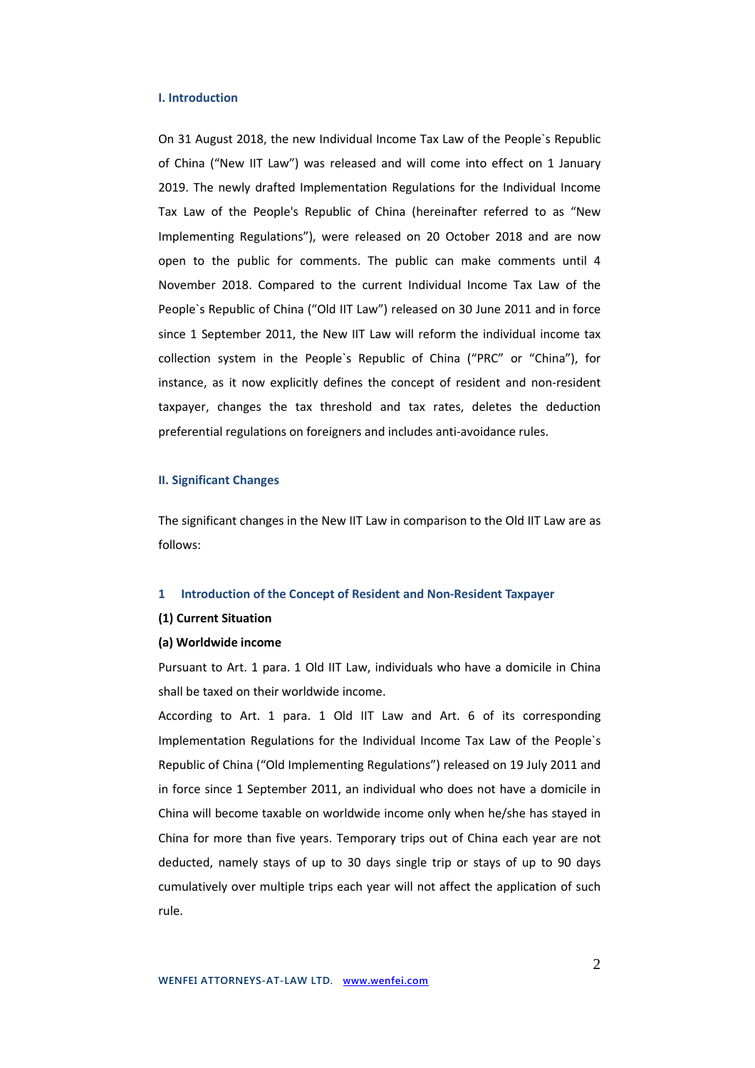## I. Introduction

On 31 August 2018, the new Individual Income Tax Law of the People`s Republic of China ("New IIT Law") was released and will come into effect on 1 January 2019. The newly drafted Implementation Regulations for the Individual Income Tax Law of the People's Republic of China (hereinafter referred to as "New Implementing Regulations"), were released on 20 October 2018 and are now open to the public for comments. The public can make comments until 4 November 2018. Compared to the current Individual Income Tax Law of the People`s Republic of China ("Old IIT Law") released on 30 June 2011 and in force since 1 September 2011, the New IIT Law will reform the individual income tax collection system in the People`s Republic of China ("PRC" or "China"), for instance, as it now explicitly defines the concept of resident and non-resident taxpayer, changes the tax threshold and tax rates, deletes the deduction preferential regulations on foreigners and includes anti-avoidance rules.

## II. Significant Changes

The significant changes in the New IIT Law in comparison to the Old IIT Law are as follows:

### 1 Introduction of the Concept of Resident and Non-Resident Taxpayer

**(1) Current Situation**

**(a) Worldwide income**

Pursuant to Art. 1 para. 1 Old IIT Law, individuals who have a domicile in China shall be taxed on their worldwide income.

According to Art. 1 para. 1 Old IIT Law and Art. 6 of its corresponding Implementation Regulations for the Individual Income Tax Law of the People`s Republic of China ("Old Implementing Regulations") released on 19 July 2011 and in force since 1 September 2011, an individual who does not have a domicile in China will become taxable on worldwide income only when he/she has stayed in China for more than five years. Temporary trips out of China each year are not deducted, namely stays of up to 30 days single trip or stays of up to 90 days cumulatively over multiple trips each year will not affect the application of such rule.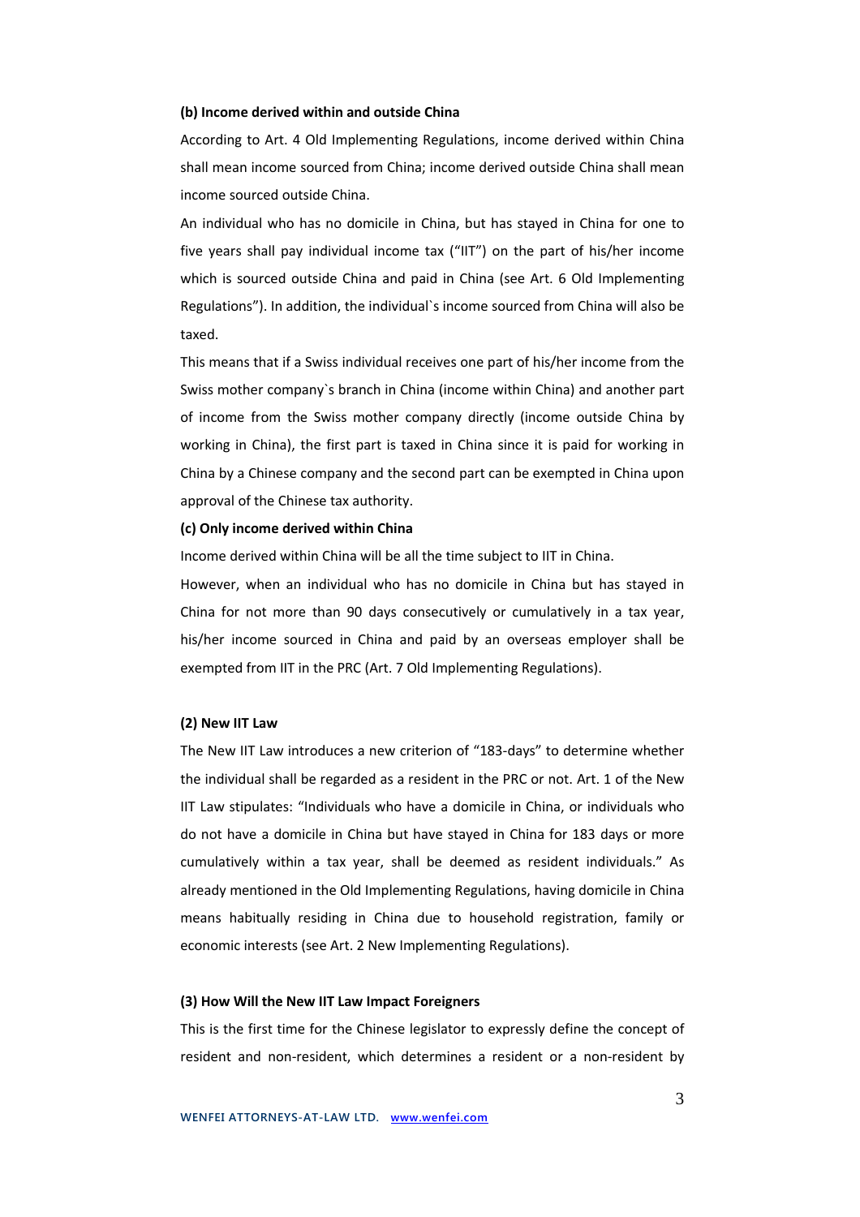**(b) Income derived within and outside China**

According to Art. 4 Old Implementing Regulations, income derived within China shall mean income sourced from China; income derived outside China shall mean income sourced outside China.

An individual who has no domicile in China, but has stayed in China for one to five years shall pay individual income tax ("IIT") on the part of his/her income which is sourced outside China and paid in China (see Art. 6 Old Implementing Regulations"). In addition, the individual`s income sourced from China will also be taxed.

This means that if a Swiss individual receives one part of his/her income from the Swiss mother company`s branch in China (income within China) and another part of income from the Swiss mother company directly (income outside China by working in China), the first part is taxed in China since it is paid for working in China by a Chinese company and the second part can be exempted in China upon approval of the Chinese tax authority.

**(c) Only income derived within China**

Income derived within China will be all the time subject to IIT in China.

However, when an individual who has no domicile in China but has stayed in China for not more than 90 days consecutively or cumulatively in a tax year, his/her income sourced in China and paid by an overseas employer shall be exempted from IIT in the PRC (Art. 7 Old Implementing Regulations).

**(2) New IIT Law**

The New IIT Law introduces a new criterion of "183-days" to determine whether the individual shall be regarded as a resident in the PRC or not. Art. 1 of the New IIT Law stipulates: "Individuals who have a domicile in China, or individuals who do not have a domicile in China but have stayed in China for 183 days or more cumulatively within a tax year, shall be deemed as resident individuals." As already mentioned in the Old Implementing Regulations, having domicile in China means habitually residing in China due to household registration, family or economic interests (see Art. 2 New Implementing Regulations).

**(3) How Will the New IIT Law Impact Foreigners**

This is the first time for the Chinese legislator to expressly define the concept of resident and non-resident, which determines a resident or a non-resident by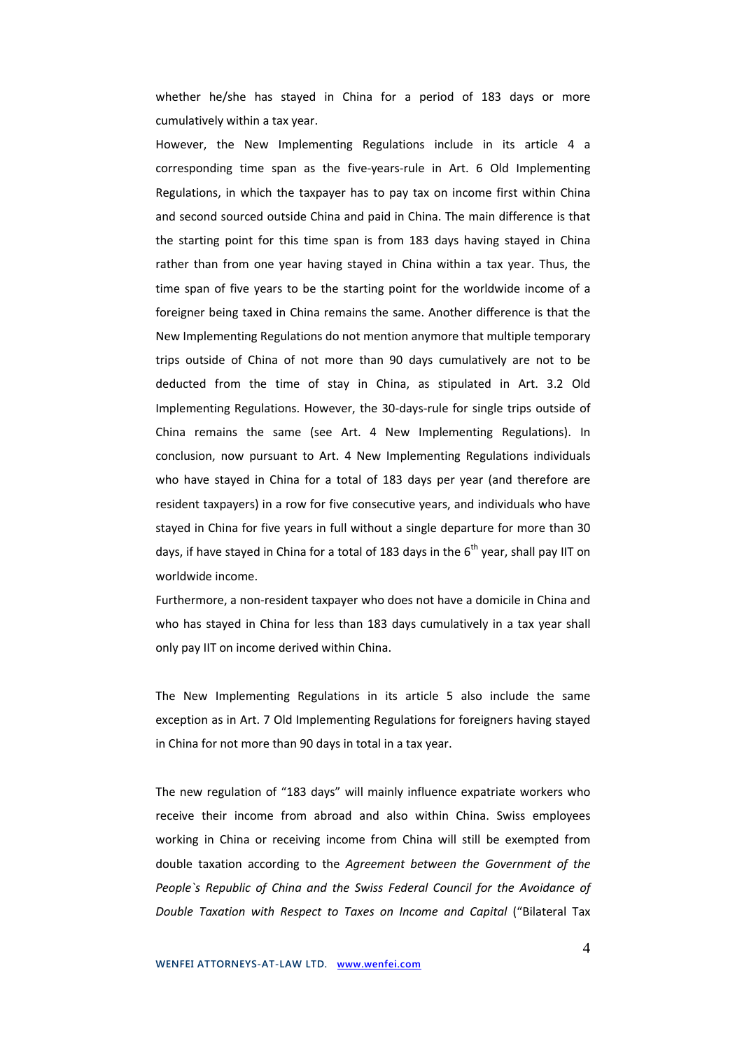whether he/she has stayed in China for a period of 183 days or more cumulatively within a tax year.

However, the New Implementing Regulations include in its article 4 a corresponding time span as the five-years-rule in Art. 6 Old Implementing Regulations, in which the taxpayer has to pay tax on income first within China and second sourced outside China and paid in China. The main difference is that the starting point for this time span is from 183 days having stayed in China rather than from one year having stayed in China within a tax year. Thus, the time span of five years to be the starting point for the worldwide income of a foreigner being taxed in China remains the same. Another difference is that the New Implementing Regulations do not mention anymore that multiple temporary trips outside of China of not more than 90 days cumulatively are not to be deducted from the time of stay in China, as stipulated in Art. 3.2 Old Implementing Regulations. However, the 30-days-rule for single trips outside of China remains the same (see Art. 4 New Implementing Regulations). In conclusion, now pursuant to Art. 4 New Implementing Regulations individuals who have stayed in China for a total of 183 days per year (and therefore are resident taxpayers) in a row for five consecutive years, and individuals who have stayed in China for five years in full without a single departure for more than 30 days, if have stayed in China for a total of 183 days in the 6th year, shall pay IIT on worldwide income.

Furthermore, a non-resident taxpayer who does not have a domicile in China and who has stayed in China for less than 183 days cumulatively in a tax year shall only pay IIT on income derived within China.

The New Implementing Regulations in its article 5 also include the same exception as in Art. 7 Old Implementing Regulations for foreigners having stayed in China for not more than 90 days in total in a tax year.

The new regulation of "183 days" will mainly influence expatriate workers who receive their income from abroad and also within China. Swiss employees working in China or receiving income from China will still be exempted from double taxation according to the *Agreement between the Government of the People`s Republic of China and the Swiss Federal Council for the Avoidance of Double Taxation with Respect to Taxes on Income and Capital* ("Bilateral Tax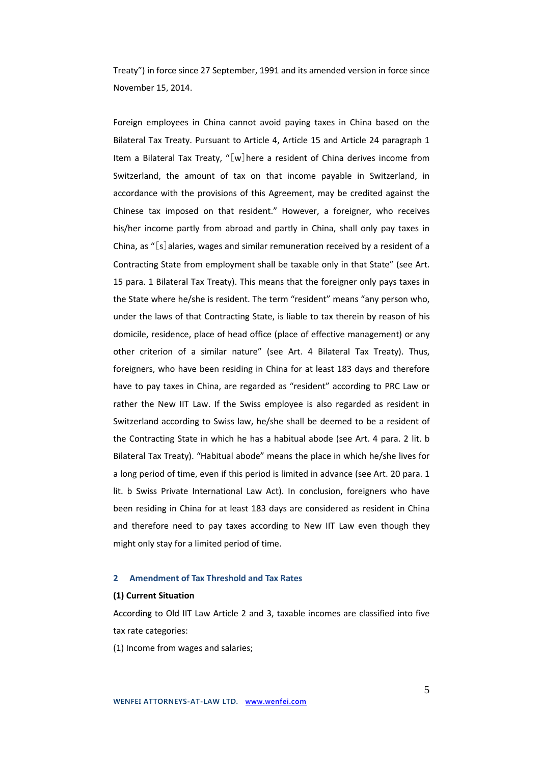Treaty") in force since 27 September, 1991 and its amended version in force since November 15, 2014.

Foreign employees in China cannot avoid paying taxes in China based on the Bilateral Tax Treaty. Pursuant to Article 4, Article 15 and Article 24 paragraph 1 Item a Bilateral Tax Treaty, "[w]here a resident of China derives income from Switzerland, the amount of tax on that income payable in Switzerland, in accordance with the provisions of this Agreement, may be credited against the Chinese tax imposed on that resident." However, a foreigner, who receives his/her income partly from abroad and partly in China, shall only pay taxes in China, as "[s]alaries, wages and similar remuneration received by a resident of a Contracting State from employment shall be taxable only in that State" (see Art. 15 para. 1 Bilateral Tax Treaty). This means that the foreigner only pays taxes in the State where he/she is resident. The term "resident" means "any person who, under the laws of that Contracting State, is liable to tax therein by reason of his domicile, residence, place of head office (place of effective management) or any other criterion of a similar nature" (see Art. 4 Bilateral Tax Treaty). Thus, foreigners, who have been residing in China for at least 183 days and therefore have to pay taxes in China, are regarded as "resident" according to PRC Law or rather the New IIT Law. If the Swiss employee is also regarded as resident in Switzerland according to Swiss law, he/she shall be deemed to be a resident of the Contracting State in which he has a habitual abode (see Art. 4 para. 2 lit. b Bilateral Tax Treaty). "Habitual abode" means the place in which he/she lives for a long period of time, even if this period is limited in advance (see Art. 20 para. 1 lit. b Swiss Private International Law Act). In conclusion, foreigners who have been residing in China for at least 183 days are considered as resident in China and therefore need to pay taxes according to New IIT Law even though they might only stay for a limited period of time.

## 2 Amendment of Tax Threshold and Tax Rates

**(1) Current Situation**

According to Old IIT Law Article 2 and 3, taxable incomes are classified into five tax rate categories:

(1) Income from wages and salaries;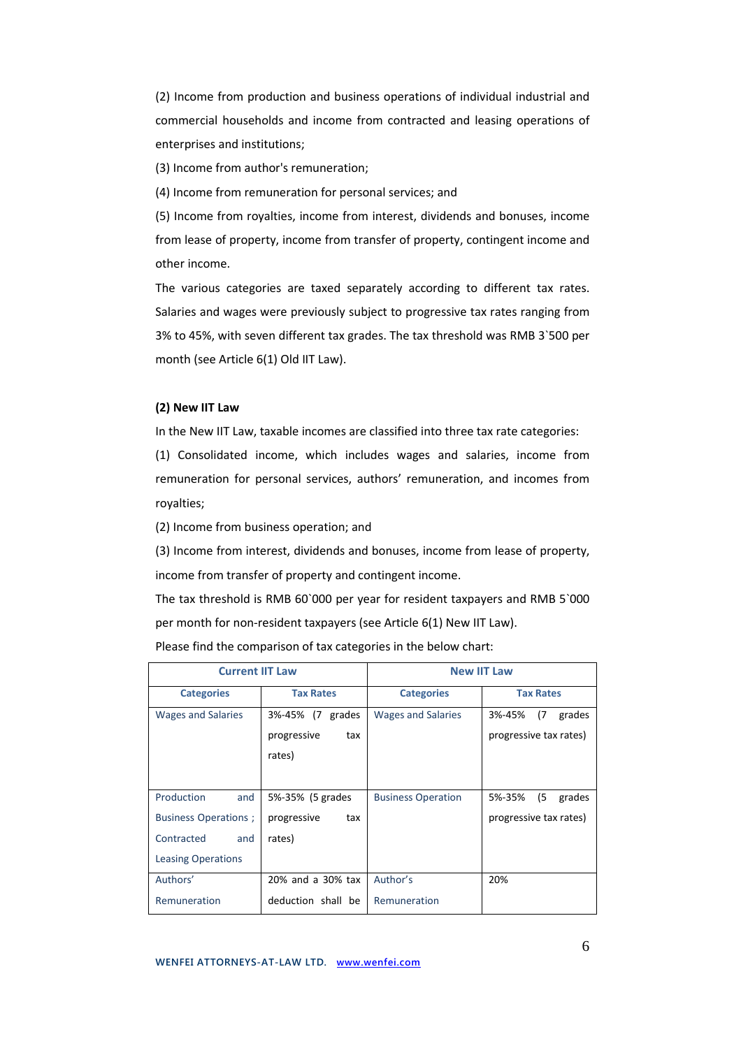(2) Income from production and business operations of individual industrial and commercial households and income from contracted and leasing operations of enterprises and institutions;

(3) Income from author's remuneration;

(4) Income from remuneration for personal services; and

(5) Income from royalties, income from interest, dividends and bonuses, income from lease of property, income from transfer of property, contingent income and other income.

The various categories are taxed separately according to different tax rates. Salaries and wages were previously subject to progressive tax rates ranging from 3% to 45%, with seven different tax grades. The tax threshold was RMB 3`500 per month (see Article 6(1) Old IIT Law).

**(2) New IIT Law**

In the New IIT Law, taxable incomes are classified into three tax rate categories:

(1) Consolidated income, which includes wages and salaries, income from remuneration for personal services, authors' remuneration, and incomes from royalties;

(2) Income from business operation; and

(3) Income from interest, dividends and bonuses, income from lease of property, income from transfer of property and contingent income.

The tax threshold is RMB 60`000 per year for resident taxpayers and RMB 5`000 per month for non-resident taxpayers (see Article 6(1) New IIT Law).

Please find the comparison of tax categories in the below chart:

| Current IIT Law | | New IIT Law | |
|---|---|---|---|
| **Categories** | **Tax Rates** | **Categories** | **Tax Rates** |
| Wages and Salaries | 3%-45% (7 grades progressive tax rates) | Wages and Salaries | 3%-45% (7 grades progressive tax rates) |
| Production and Business Operations ; Contracted and Leasing Operations | 5%-35% (5 grades progressive tax rates) | Business Operation | 5%-35% (5 grades progressive tax rates) |
| Authors' Remuneration | 20% and a 30% tax deduction shall be | Author's Remuneration | 20% |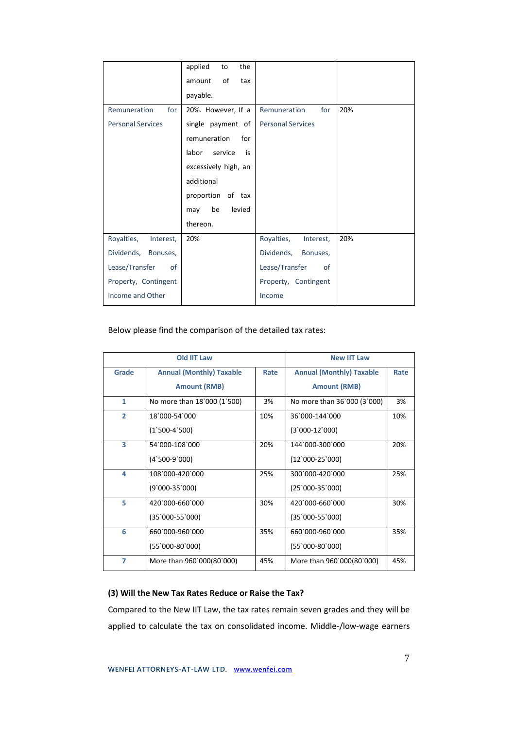| | applied to the amount of tax payable. | | |
|---|---|---|---|
| Remuneration for Personal Services | 20%. However, If a single payment of remuneration for labor service is excessively high, an additional proportion of tax may be levied thereon. | Remuneration for Personal Services | 20% |
| Royalties, Interest, Dividends, Bonuses, Lease/Transfer of Property, Contingent Income and Other | 20% | Royalties, Interest, Dividends, Bonuses, Lease/Transfer of Property, Contingent Income | 20% |

Below please find the comparison of the detailed tax rates:

| Old IIT Law | | | New IIT Law | |
|---|---|---|---|---|
| **Grade** | **Annual (Monthly) Taxable Amount (RMB)** | **Rate** | **Annual (Monthly) Taxable Amount (RMB)** | **Rate** |
| **1** | No more than 18`000 (1`500) | 3% | No more than 36`000 (3`000) | 3% |
| **2** | 18`000-54`000 (1`500-4`500) | 10% | 36`000-144`000 (3`000-12`000) | 10% |
| **3** | 54`000-108`000 (4`500-9`000) | 20% | 144`000-300`000 (12`000-25`000) | 20% |
| **4** | 108`000-420`000 (9`000-35`000) | 25% | 300`000-420`000 (25`000-35`000) | 25% |
| **5** | 420`000-660`000 (35`000-55`000) | 30% | 420`000-660`000 (35`000-55`000) | 30% |
| **6** | 660`000-960`000 (55`000-80`000) | 35% | 660`000-960`000 (55`000-80`000) | 35% |
| **7** | More than 960`000(80`000) | 45% | More than 960´000(80`000) | 45% |

**(3) Will the New Tax Rates Reduce or Raise the Tax?**

Compared to the New IIT Law, the tax rates remain seven grades and they will be applied to calculate the tax on consolidated income. Middle-/low-wage earners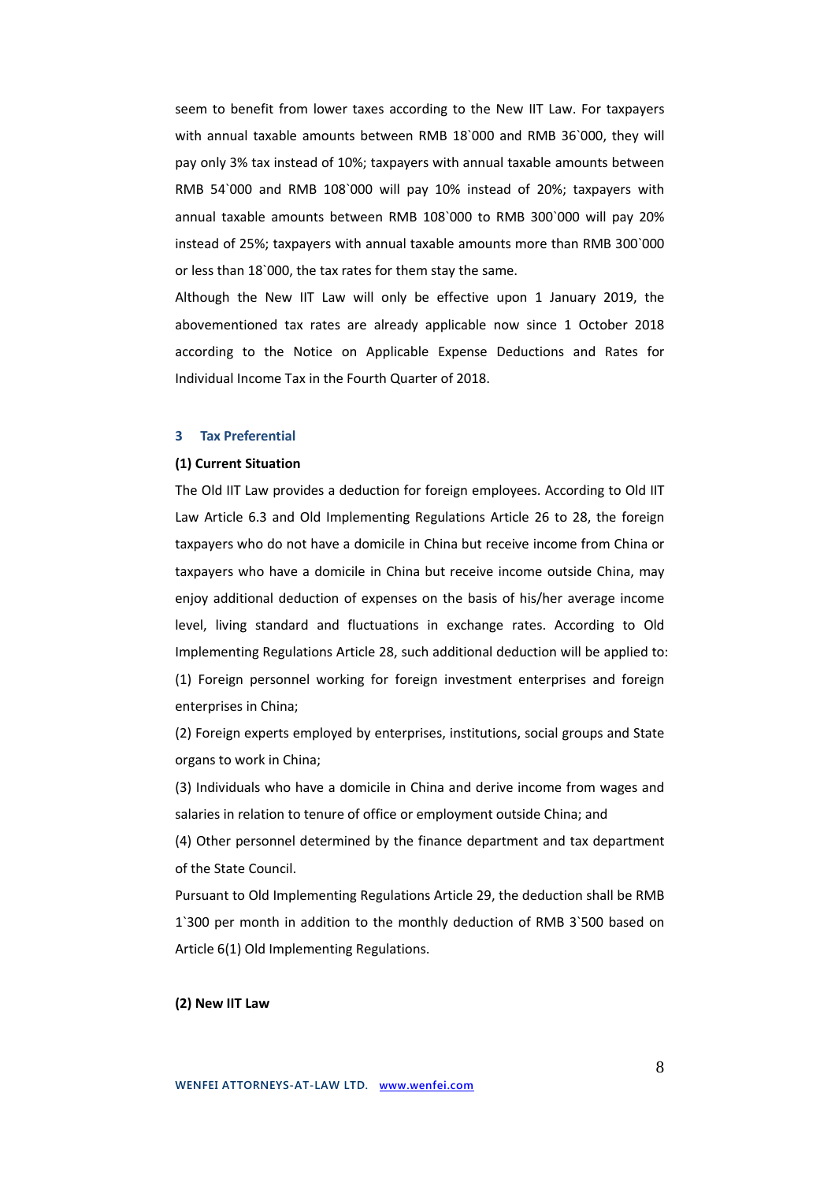seem to benefit from lower taxes according to the New IIT Law. For taxpayers with annual taxable amounts between RMB 18`000 and RMB 36`000, they will pay only 3% tax instead of 10%; taxpayers with annual taxable amounts between RMB 54`000 and RMB 108`000 will pay 10% instead of 20%; taxpayers with annual taxable amounts between RMB 108`000 to RMB 300`000 will pay 20% instead of 25%; taxpayers with annual taxable amounts more than RMB 300`000 or less than 18`000, the tax rates for them stay the same.

Although the New IIT Law will only be effective upon 1 January 2019, the abovementioned tax rates are already applicable now since 1 October 2018 according to the Notice on Applicable Expense Deductions and Rates for Individual Income Tax in the Fourth Quarter of 2018.

## 3 Tax Preferential

**(1) Current Situation**

The Old IIT Law provides a deduction for foreign employees. According to Old IIT Law Article 6.3 and Old Implementing Regulations Article 26 to 28, the foreign taxpayers who do not have a domicile in China but receive income from China or taxpayers who have a domicile in China but receive income outside China, may enjoy additional deduction of expenses on the basis of his/her average income level, living standard and fluctuations in exchange rates. According to Old Implementing Regulations Article 28, such additional deduction will be applied to:

(1) Foreign personnel working for foreign investment enterprises and foreign enterprises in China;

(2) Foreign experts employed by enterprises, institutions, social groups and State organs to work in China;

(3) Individuals who have a domicile in China and derive income from wages and salaries in relation to tenure of office or employment outside China; and

(4) Other personnel determined by the finance department and tax department of the State Council.

Pursuant to Old Implementing Regulations Article 29, the deduction shall be RMB 1`300 per month in addition to the monthly deduction of RMB 3`500 based on Article 6(1) Old Implementing Regulations.

**(2) New IIT Law**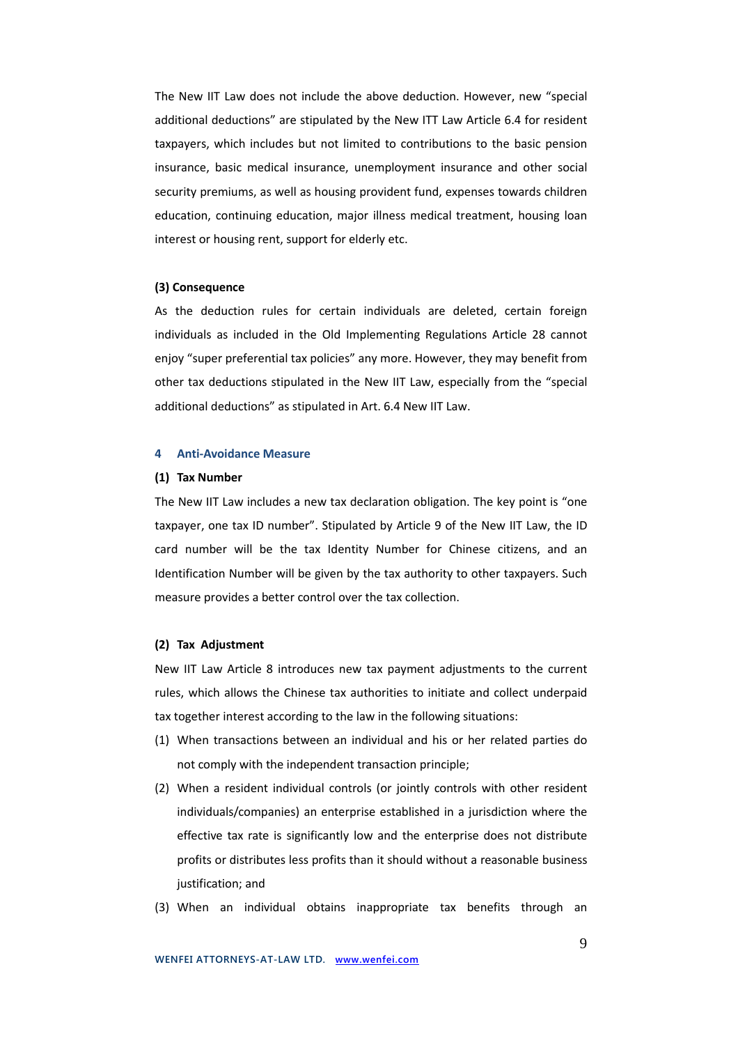The New IIT Law does not include the above deduction. However, new "special additional deductions" are stipulated by the New ITT Law Article 6.4 for resident taxpayers, which includes but not limited to contributions to the basic pension insurance, basic medical insurance, unemployment insurance and other social security premiums, as well as housing provident fund, expenses towards children education, continuing education, major illness medical treatment, housing loan interest or housing rent, support for elderly etc.

**(3) Consequence**

As the deduction rules for certain individuals are deleted, certain foreign individuals as included in the Old Implementing Regulations Article 28 cannot enjoy "super preferential tax policies" any more. However, they may benefit from other tax deductions stipulated in the New IIT Law, especially from the "special additional deductions" as stipulated in Art. 6.4 New IIT Law.

## 4 Anti-Avoidance Measure

**(1) Tax Number**

The New IIT Law includes a new tax declaration obligation. The key point is "one taxpayer, one tax ID number". Stipulated by Article 9 of the New IIT Law, the ID card number will be the tax Identity Number for Chinese citizens, and an Identification Number will be given by the tax authority to other taxpayers. Such measure provides a better control over the tax collection.

**(2) Tax Adjustment**

New IIT Law Article 8 introduces new tax payment adjustments to the current rules, which allows the Chinese tax authorities to initiate and collect underpaid tax together interest according to the law in the following situations:

(1) When transactions between an individual and his or her related parties do not comply with the independent transaction principle;

(2) When a resident individual controls (or jointly controls with other resident individuals/companies) an enterprise established in a jurisdiction where the effective tax rate is significantly low and the enterprise does not distribute profits or distributes less profits than it should without a reasonable business justification; and

(3) When an individual obtains inappropriate tax benefits through an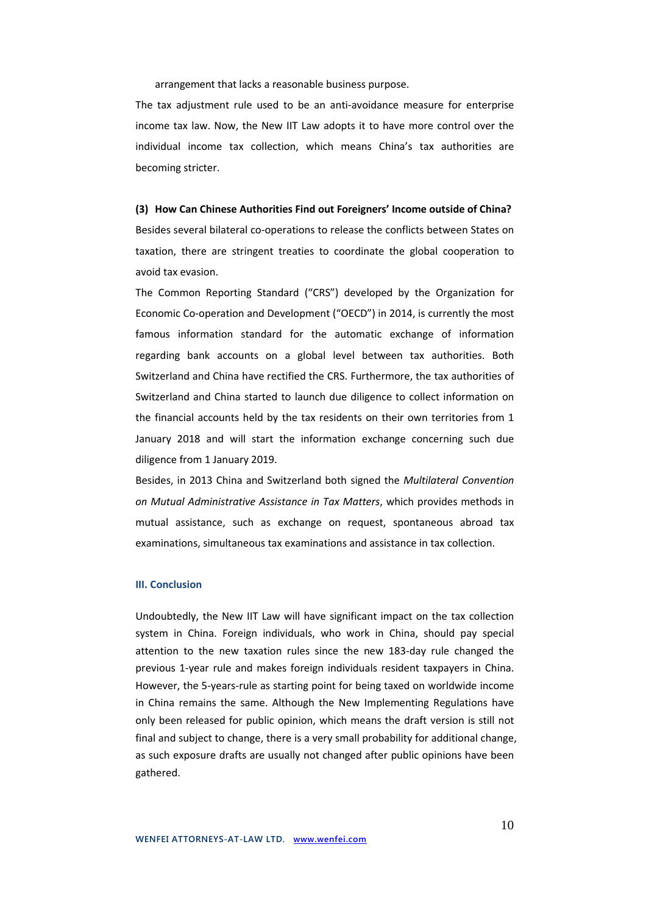arrangement that lacks a reasonable business purpose.

The tax adjustment rule used to be an anti-avoidance measure for enterprise income tax law. Now, the New IIT Law adopts it to have more control over the individual income tax collection, which means China's tax authorities are becoming stricter.

**(3) How Can Chinese Authorities Find out Foreigners' Income outside of China?**

Besides several bilateral co-operations to release the conflicts between States on taxation, there are stringent treaties to coordinate the global cooperation to avoid tax evasion.

The Common Reporting Standard ("CRS") developed by the Organization for Economic Co-operation and Development ("OECD") in 2014, is currently the most famous information standard for the automatic exchange of information regarding bank accounts on a global level between tax authorities. Both Switzerland and China have rectified the CRS. Furthermore, the tax authorities of Switzerland and China started to launch due diligence to collect information on the financial accounts held by the tax residents on their own territories from 1 January 2018 and will start the information exchange concerning such due diligence from 1 January 2019.

Besides, in 2013 China and Switzerland both signed the *Multilateral Convention on Mutual Administrative Assistance in Tax Matters*, which provides methods in mutual assistance, such as exchange on request, spontaneous abroad tax examinations, simultaneous tax examinations and assistance in tax collection.

## III. Conclusion

Undoubtedly, the New IIT Law will have significant impact on the tax collection system in China. Foreign individuals, who work in China, should pay special attention to the new taxation rules since the new 183-day rule changed the previous 1-year rule and makes foreign individuals resident taxpayers in China. However, the 5-years-rule as starting point for being taxed on worldwide income in China remains the same. Although the New Implementing Regulations have only been released for public opinion, which means the draft version is still not final and subject to change, there is a very small probability for additional change, as such exposure drafts are usually not changed after public opinions have been gathered.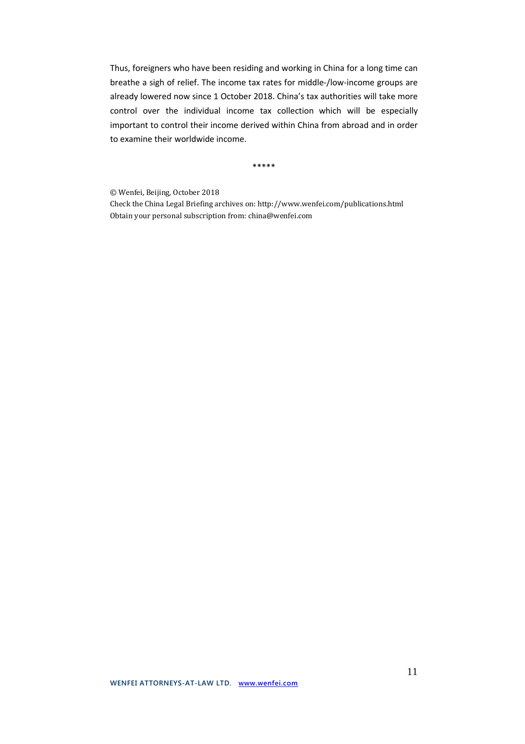Thus, foreigners who have been residing and working in China for a long time can breathe a sigh of relief. The income tax rates for middle-/low-income groups are already lowered now since 1 October 2018. China's tax authorities will take more control over the individual income tax collection which will be especially important to control their income derived within China from abroad and in order to examine their worldwide income.

*****

© Wenfei, Beijing, October 2018
Check the China Legal Briefing archives on: http://www.wenfei.com/publications.html
Obtain your personal subscription from: china@wenfei.com